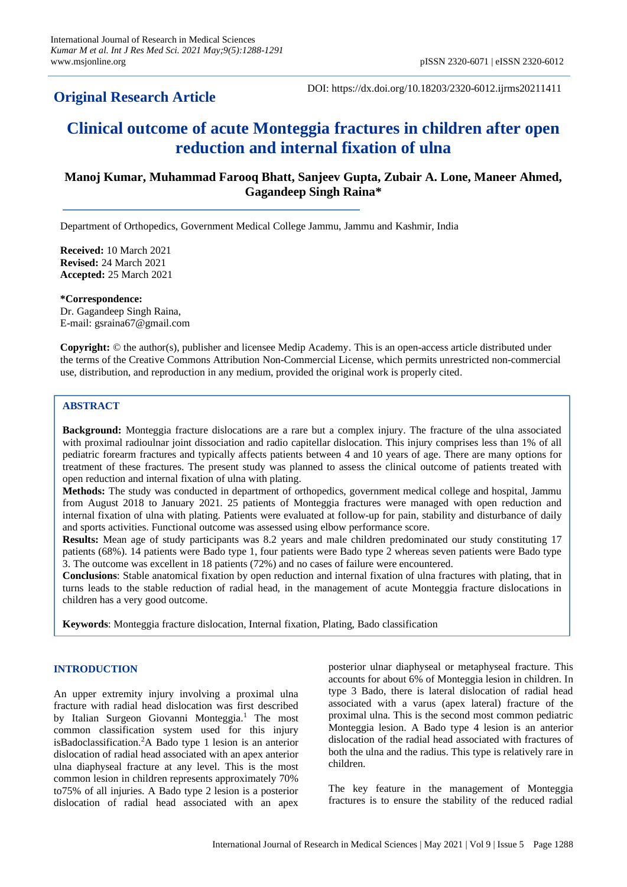## Original Research Article

DOI: https://dx.doi.org/10.18203/2320-6012.ijrms20211411

# Clinical outcome of acute Monteggia fractures in children after open reduction and internal fixation of ulna

**Manoj Kumar, Muhammad Farooq Bhatt, Sanjeev Gupta, Zubair A. Lone, Maneer Ahmed, Gagandeep Singh Raina***

Department of Orthopedics, Government Medical College Jammu, Jammu and Kashmir, India

**Received:** 10 March 2021
**Revised:** 24 March 2021
**Accepted:** 25 March 2021

***Correspondence:**
Dr. Gagandeep Singh Raina,
E-mail: gsraina67@gmail.com

**Copyright:** © the author(s), publisher and licensee Medip Academy. This is an open-access article distributed under the terms of the Creative Commons Attribution Non-Commercial License, which permits unrestricted non-commercial use, distribution, and reproduction in any medium, provided the original work is properly cited.

## ABSTRACT

**Background:** Monteggia fracture dislocations are a rare but a complex injury. The fracture of the ulna associated with proximal radioulnar joint dissociation and radio capitellar dislocation. This injury comprises less than 1% of all pediatric forearm fractures and typically affects patients between 4 and 10 years of age. There are many options for treatment of these fractures. The present study was planned to assess the clinical outcome of patients treated with open reduction and internal fixation of ulna with plating.

**Methods:** The study was conducted in department of orthopedics, government medical college and hospital, Jammu from August 2018 to January 2021. 25 patients of Monteggia fractures were managed with open reduction and internal fixation of ulna with plating. Patients were evaluated at follow-up for pain, stability and disturbance of daily and sports activities. Functional outcome was assessed using elbow performance score.

**Results:** Mean age of study participants was 8.2 years and male children predominated our study constituting 17 patients (68%). 14 patients were Bado type 1, four patients were Bado type 2 whereas seven patients were Bado type 3. The outcome was excellent in 18 patients (72%) and no cases of failure were encountered.

**Conclusions**: Stable anatomical fixation by open reduction and internal fixation of ulna fractures with plating, that in turns leads to the stable reduction of radial head, in the management of acute Monteggia fracture dislocations in children has a very good outcome.

**Keywords**: Monteggia fracture dislocation, Internal fixation, Plating, Bado classification

## INTRODUCTION

An upper extremity injury involving a proximal ulna fracture with radial head dislocation was first described by Italian Surgeon Giovanni Monteggia.[1] The most common classification system used for this injury isBadoclassification.[2]A Bado type 1 lesion is an anterior dislocation of radial head associated with an apex anterior ulna diaphyseal fracture at any level. This is the most common lesion in children represents approximately 70% to75% of all injuries. A Bado type 2 lesion is a posterior dislocation of radial head associated with an apex posterior ulnar diaphyseal or metaphyseal fracture. This accounts for about 6% of Monteggia lesion in children. In type 3 Bado, there is lateral dislocation of radial head associated with a varus (apex lateral) fracture of the proximal ulna. This is the second most common pediatric Monteggia lesion. A Bado type 4 lesion is an anterior dislocation of the radial head associated with fractures of both the ulna and the radius. This type is relatively rare in children.

The key feature in the management of Monteggia fractures is to ensure the stability of the reduced radial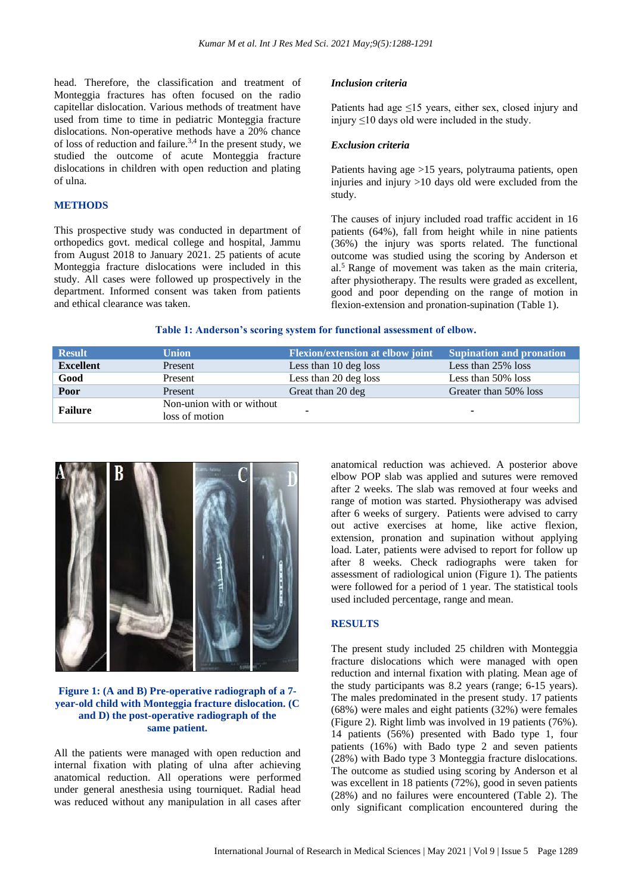head. Therefore, the classification and treatment of Monteggia fractures has often focused on the radio capitellar dislocation. Various methods of treatment have used from time to time in pediatric Monteggia fracture dislocations. Non-operative methods have a 20% chance of loss of reduction and failure.[3,4] In the present study, we studied the outcome of acute Monteggia fracture dislocations in children with open reduction and plating of ulna.

## METHODS

This prospective study was conducted in department of orthopedics govt. medical college and hospital, Jammu from August 2018 to January 2021. 25 patients of acute Monteggia fracture dislocations were included in this study. All cases were followed up prospectively in the department. Informed consent was taken from patients and ethical clearance was taken.

### *Inclusion criteria*

Patients had age ≤15 years, either sex, closed injury and injury ≤10 days old were included in the study.

### *Exclusion criteria*

Patients having age >15 years, polytrauma patients, open injuries and injury >10 days old were excluded from the study.

The causes of injury included road traffic accident in 16 patients (64%), fall from height while in nine patients (36%) the injury was sports related. The functional outcome was studied using the scoring by Anderson et al.[5] Range of movement was taken as the main criteria, after physiotherapy. The results were graded as excellent, good and poor depending on the range of motion in flexion-extension and pronation-supination (Table 1).

**Table 1: Anderson's scoring system for functional assessment of elbow.**

| Result | Union | Flexion/extension at elbow joint | Supination and pronation |
|---|---|---|---|
| **Excellent** | Present | Less than 10 deg loss | Less than 25% loss |
| **Good** | Present | Less than 20 deg loss | Less than 50% loss |
| **Poor** | Present | Great than 20 deg | Greater than 50% loss |
| **Failure** | Non-union with or without loss of motion | - | - |

**Figure 1: (A and B) Pre-operative radiograph of a 7-year-old child with Monteggia fracture dislocation. (C and D) the post-operative radiograph of the same patient.**

All the patients were managed with open reduction and internal fixation with plating of ulna after achieving anatomical reduction. All operations were performed under general anesthesia using tourniquet. Radial head was reduced without any manipulation in all cases after anatomical reduction was achieved. A posterior above elbow POP slab was applied and sutures were removed after 2 weeks. The slab was removed at four weeks and range of motion was started. Physiotherapy was advised after 6 weeks of surgery. Patients were advised to carry out active exercises at home, like active flexion, extension, pronation and supination without applying load. Later, patients were advised to report for follow up after 8 weeks. Check radiographs were taken for assessment of radiological union (Figure 1). The patients were followed for a period of 1 year. The statistical tools used included percentage, range and mean.

## RESULTS

The present study included 25 children with Monteggia fracture dislocations which were managed with open reduction and internal fixation with plating. Mean age of the study participants was 8.2 years (range; 6-15 years). The males predominated in the present study. 17 patients (68%) were males and eight patients (32%) were females (Figure 2). Right limb was involved in 19 patients (76%). 14 patients (56%) presented with Bado type 1, four patients (16%) with Bado type 2 and seven patients (28%) with Bado type 3 Monteggia fracture dislocations. The outcome as studied using scoring by Anderson et al was excellent in 18 patients (72%), good in seven patients (28%) and no failures were encountered (Table 2). The only significant complication encountered during the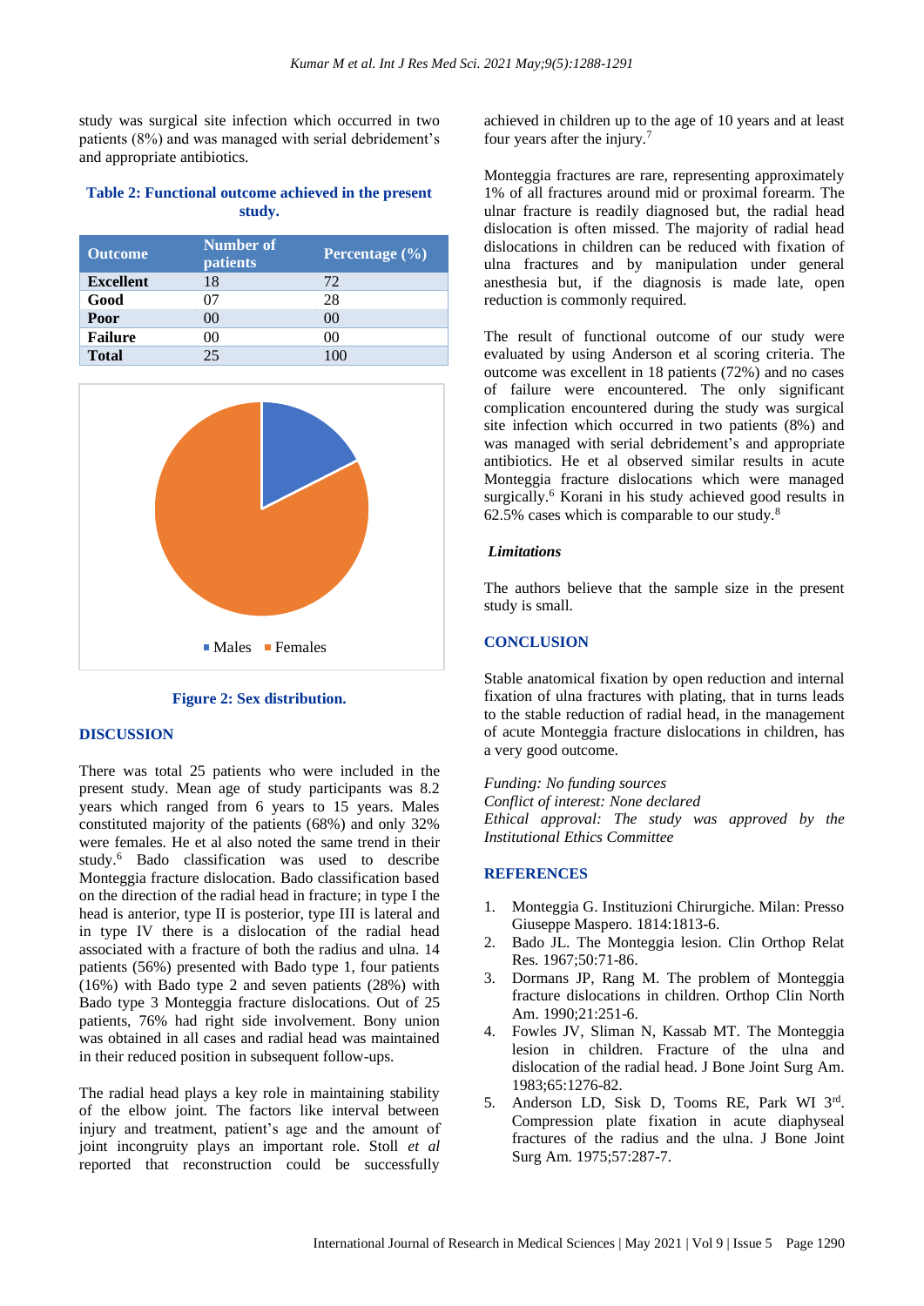study was surgical site infection which occurred in two patients (8%) and was managed with serial debridement's and appropriate antibiotics.

**Table 2: Functional outcome achieved in the present study.**

| Outcome | Number of patients | Percentage (%) |
| --- | --- | --- |
| **Excellent** | 18 | 72 |
| **Good** | 07 | 28 |
| **Poor** | 00 | 00 |
| **Failure** | 00 | 00 |
| **Total** | 25 | 100 |

**Figure 2: Sex distribution.**

## DISCUSSION

There was total 25 patients who were included in the present study. Mean age of study participants was 8.2 years which ranged from 6 years to 15 years. Males constituted majority of the patients (68%) and only 32% were females. He et al also noted the same trend in their study.[6] Bado classification was used to describe Monteggia fracture dislocation. Bado classification based on the direction of the radial head in fracture; in type I the head is anterior, type II is posterior, type III is lateral and in type IV there is a dislocation of the radial head associated with a fracture of both the radius and ulna. 14 patients (56%) presented with Bado type 1, four patients (16%) with Bado type 2 and seven patients (28%) with Bado type 3 Monteggia fracture dislocations. Out of 25 patients, 76% had right side involvement. Bony union was obtained in all cases and radial head was maintained in their reduced position in subsequent follow-ups.

The radial head plays a key role in maintaining stability of the elbow joint. The factors like interval between injury and treatment, patient's age and the amount of joint incongruity plays an important role. Stoll *et al* reported that reconstruction could be successfully achieved in children up to the age of 10 years and at least four years after the injury.[7]

Monteggia fractures are rare, representing approximately 1% of all fractures around mid or proximal forearm. The ulnar fracture is readily diagnosed but, the radial head dislocation is often missed. The majority of radial head dislocations in children can be reduced with fixation of ulna fractures and by manipulation under general anesthesia but, if the diagnosis is made late, open reduction is commonly required.

The result of functional outcome of our study were evaluated by using Anderson et al scoring criteria. The outcome was excellent in 18 patients (72%) and no cases of failure were encountered. The only significant complication encountered during the study was surgical site infection which occurred in two patients (8%) and was managed with serial debridement's and appropriate antibiotics. He et al observed similar results in acute Monteggia fracture dislocations which were managed surgically.[6] Korani in his study achieved good results in 62.5% cases which is comparable to our study.[8]

### *Limitations*

The authors believe that the sample size in the present study is small.

## CONCLUSION

Stable anatomical fixation by open reduction and internal fixation of ulna fractures with plating, that in turns leads to the stable reduction of radial head, in the management of acute Monteggia fracture dislocations in children, has a very good outcome.

*Funding: No funding sources*
*Conflict of interest: None declared*
*Ethical approval: The study was approved by the Institutional Ethics Committee*

## REFERENCES

1. Monteggia G. Instituzioni Chirurgiche. Milan: Presso Giuseppe Maspero. 1814:1813-6.
2. Bado JL. The Monteggia lesion. Clin Orthop Relat Res. 1967;50:71-86.
3. Dormans JP, Rang M. The problem of Monteggia fracture dislocations in children. Orthop Clin North Am. 1990;21:251-6.
4. Fowles JV, Sliman N, Kassab MT. The Monteggia lesion in children. Fracture of the ulna and dislocation of the radial head. J Bone Joint Surg Am. 1983;65:1276-82.
5. Anderson LD, Sisk D, Tooms RE, Park WI 3rd. Compression plate fixation in acute diaphyseal fractures of the radius and the ulna. J Bone Joint Surg Am. 1975;57:287-7.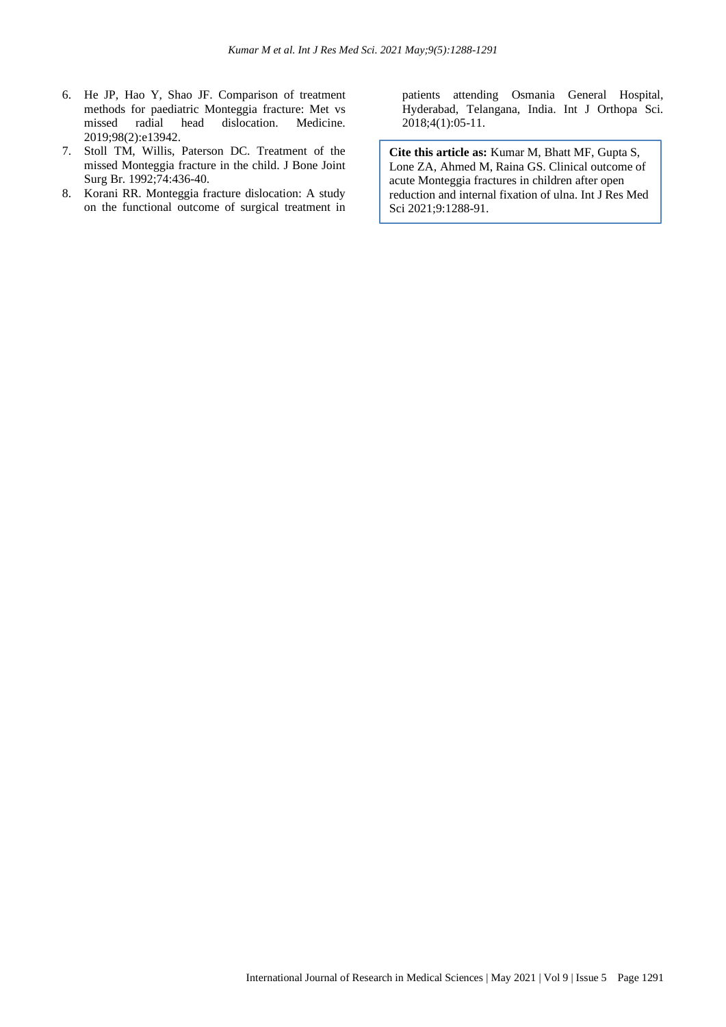6. He JP, Hao Y, Shao JF. Comparison of treatment methods for paediatric Monteggia fracture: Met vs missed radial head dislocation. Medicine. 2019;98(2):e13942.
7. Stoll TM, Willis, Paterson DC. Treatment of the missed Monteggia fracture in the child. J Bone Joint Surg Br. 1992;74:436-40.
8. Korani RR. Monteggia fracture dislocation: A study on the functional outcome of surgical treatment in patients attending Osmania General Hospital, Hyderabad, Telangana, India. Int J Orthopa Sci. 2018;4(1):05-11.

**Cite this article as:** Kumar M, Bhatt MF, Gupta S, Lone ZA, Ahmed M, Raina GS. Clinical outcome of acute Monteggia fractures in children after open reduction and internal fixation of ulna. Int J Res Med Sci 2021;9:1288-91.